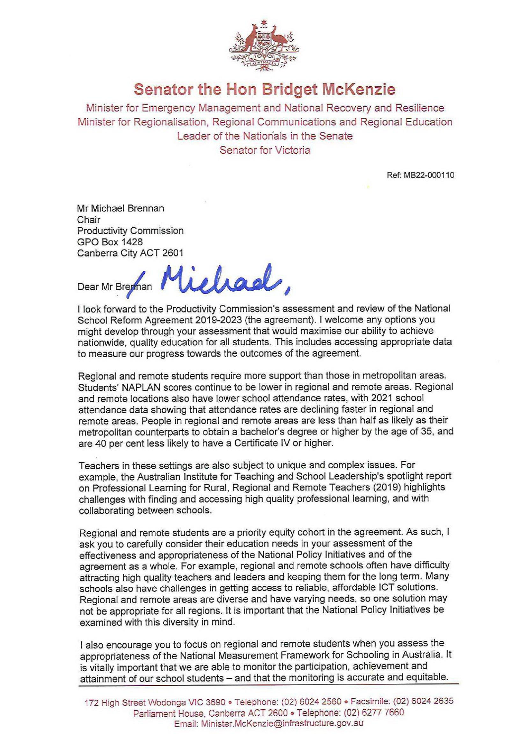# Senator the Hon Bridget McKenzie

Minister for Emergency Management and National Recovery and Resilience
Minister for Regionalisation, Regional Communications and Regional Education
Leader of the Nationals in the Senate
Senator for Victoria

Ref: MB22-000110

Mr Michael Brennan
Chair
Productivity Commission
GPO Box 1428
Canberra City ACT 2601

Dear ~~Mr Brennan~~ Michael,

I look forward to the Productivity Commission's assessment and review of the National School Reform Agreement 2019-2023 (the agreement). I welcome any options you might develop through your assessment that would maximise our ability to achieve nationwide, quality education for all students. This includes accessing appropriate data to measure our progress towards the outcomes of the agreement.

Regional and remote students require more support than those in metropolitan areas. Students' NAPLAN scores continue to be lower in regional and remote areas. Regional and remote locations also have lower school attendance rates, with 2021 school attendance data showing that attendance rates are declining faster in regional and remote areas. People in regional and remote areas are less than half as likely as their metropolitan counterparts to obtain a bachelor's degree or higher by the age of 35, and are 40 per cent less likely to have a Certificate IV or higher.

Teachers in these settings are also subject to unique and complex issues. For example, the Australian Institute for Teaching and School Leadership's spotlight report on Professional Learning for Rural, Regional and Remote Teachers (2019) highlights challenges with finding and accessing high quality professional learning, and with collaborating between schools.

Regional and remote students are a priority equity cohort in the agreement. As such, I ask you to carefully consider their education needs in your assessment of the effectiveness and appropriateness of the National Policy Initiatives and of the agreement as a whole. For example, regional and remote schools often have difficulty attracting high quality teachers and leaders and keeping them for the long term. Many schools also have challenges in getting access to reliable, affordable ICT solutions. Regional and remote areas are diverse and have varying needs, so one solution may not be appropriate for all regions. It is important that the National Policy Initiatives be examined with this diversity in mind.

I also encourage you to focus on regional and remote students when you assess the appropriateness of the National Measurement Framework for Schooling in Australia. It is vitally important that we are able to monitor the participation, achievement and attainment of our school students – and that the monitoring is accurate and equitable.

172 High Street Wodonga VIC 3690 • Telephone: (02) 6024 2560 • Facsimile: (02) 6024 2635
Parliament House, Canberra ACT 2600 • Telephone: (02) 6277 7660
Email: Minister.McKenzie@infrastructure.gov.au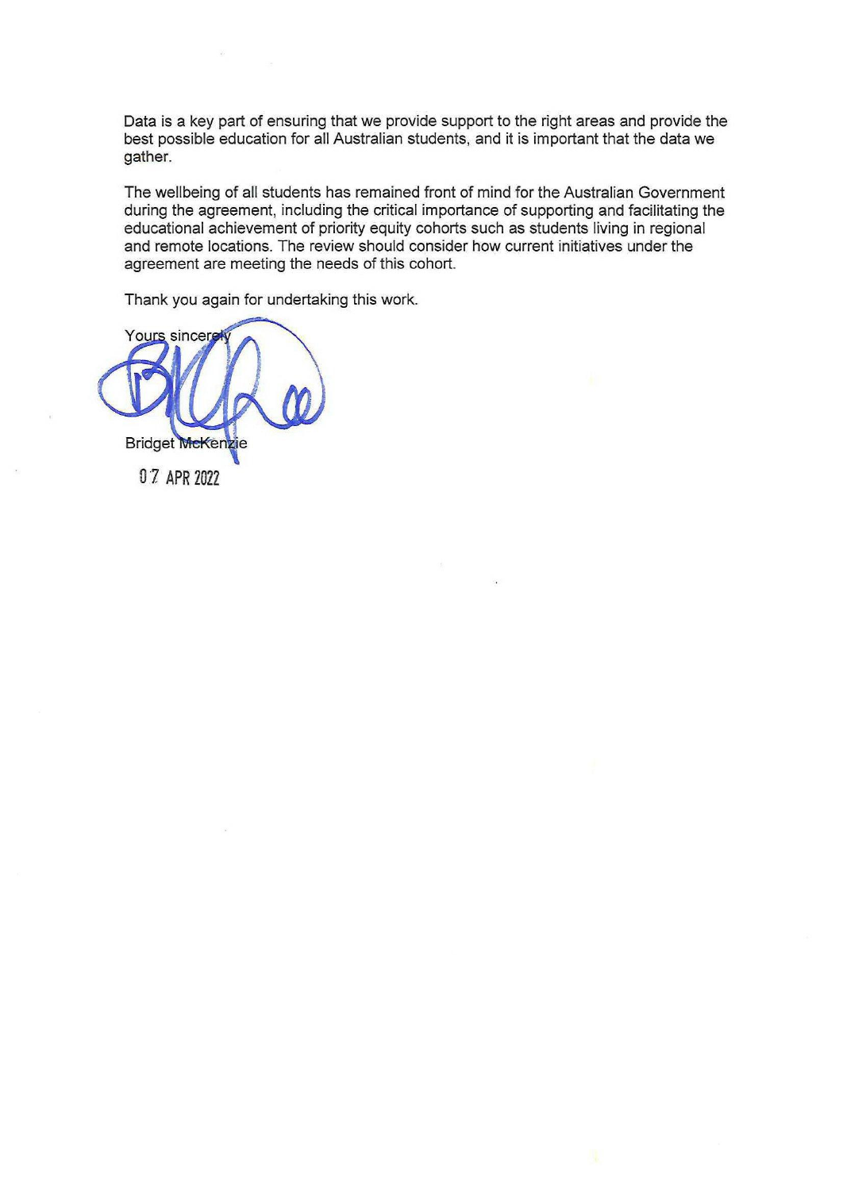Data is a key part of ensuring that we provide support to the right areas and provide the best possible education for all Australian students, and it is important that the data we gather.

The wellbeing of all students has remained front of mind for the Australian Government during the agreement, including the critical importance of supporting and facilitating the educational achievement of priority equity cohorts such as students living in regional and remote locations. The review should consider how current initiatives under the agreement are meeting the needs of this cohort.

Thank you again for undertaking this work.

Yours sincerely

Bridget McKenzie

07 APR 2022